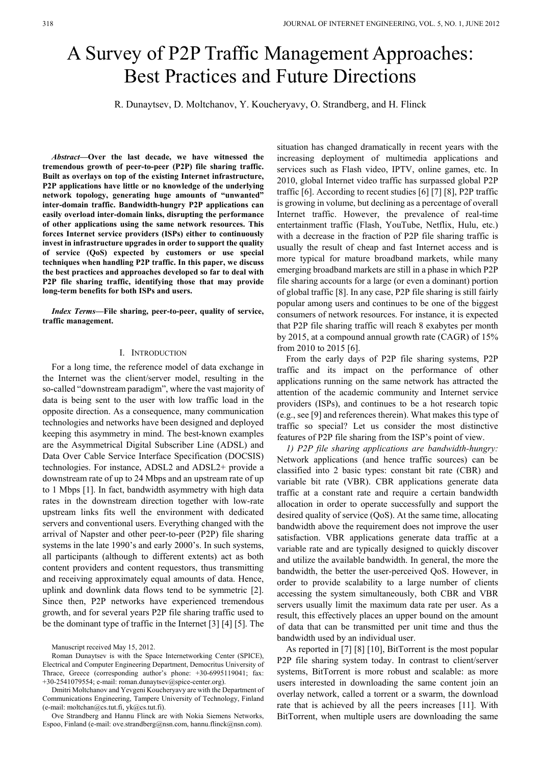# A Survey of P2P Traffic Management Approaches: Best Practices and Future Directions

R. Dunaytsev, D. Moltchanov, Y. Koucheryavy, O. Strandberg, and H. Flinck

***Abstract*—Over the last decade, we have witnessed the tremendous growth of peer-to-peer (P2P) file sharing traffic. Built as overlays on top of the existing Internet infrastructure, P2P applications have little or no knowledge of the underlying network topology, generating huge amounts of "unwanted" inter-domain traffic. Bandwidth-hungry P2P applications can easily overload inter-domain links, disrupting the performance of other applications using the same network resources. This forces Internet service providers (ISPs) either to continuously invest in infrastructure upgrades in order to support the quality of service (QoS) expected by customers or use special techniques when handling P2P traffic. In this paper, we discuss the best practices and approaches developed so far to deal with P2P file sharing traffic, identifying those that may provide long-term benefits for both ISPs and users.**

***Index Terms*—File sharing, peer-to-peer, quality of service, traffic management.**

## I. Introduction

For a long time, the reference model of data exchange in the Internet was the client/server model, resulting in the so-called "downstream paradigm", where the vast majority of data is being sent to the user with low traffic load in the opposite direction. As a consequence, many communication technologies and networks have been designed and deployed keeping this asymmetry in mind. The best-known examples are the Asymmetrical Digital Subscriber Line (ADSL) and Data Over Cable Service Interface Specification (DOCSIS) technologies. For instance, ADSL2 and ADSL2+ provide a downstream rate of up to 24 Mbps and an upstream rate of up to 1 Mbps [1]. In fact, bandwidth asymmetry with high data rates in the downstream direction together with low-rate upstream links fits well the environment with dedicated servers and conventional users. Everything changed with the arrival of Napster and other peer-to-peer (P2P) file sharing systems in the late 1990's and early 2000's. In such systems, all participants (although to different extents) act as both content providers and content requestors, thus transmitting and receiving approximately equal amounts of data. Hence, uplink and downlink data flows tend to be symmetric [2]. Since then, P2P networks have experienced tremendous growth, and for several years P2P file sharing traffic used to be the dominant type of traffic in the Internet [3] [4] [5]. The situation has changed dramatically in recent years with the increasing deployment of multimedia applications and services such as Flash video, IPTV, online games, etc. In 2010, global Internet video traffic has surpassed global P2P traffic [6]. According to recent studies [6] [7] [8], P2P traffic is growing in volume, but declining as a percentage of overall Internet traffic. However, the prevalence of real-time entertainment traffic (Flash, YouTube, Netflix, Hulu, etc.) with a decrease in the fraction of P2P file sharing traffic is usually the result of cheap and fast Internet access and is more typical for mature broadband markets, while many emerging broadband markets are still in a phase in which P2P file sharing accounts for a large (or even a dominant) portion of global traffic [8]. In any case, P2P file sharing is still fairly popular among users and continues to be one of the biggest consumers of network resources. For instance, it is expected that P2P file sharing traffic will reach 8 exabytes per month by 2015, at a compound annual growth rate (CAGR) of 15% from 2010 to 2015 [6].

From the early days of P2P file sharing systems, P2P traffic and its impact on the performance of other applications running on the same network has attracted the attention of the academic community and Internet service providers (ISPs), and continues to be a hot research topic (e.g., see [9] and references therein). What makes this type of traffic so special? Let us consider the most distinctive features of P2P file sharing from the ISP's point of view.

*1) P2P file sharing applications are bandwidth-hungry:* Network applications (and hence traffic sources) can be classified into 2 basic types: constant bit rate (CBR) and variable bit rate (VBR). CBR applications generate data traffic at a constant rate and require a certain bandwidth allocation in order to operate successfully and support the desired quality of service (QoS). At the same time, allocating bandwidth above the requirement does not improve the user satisfaction. VBR applications generate data traffic at a variable rate and are typically designed to quickly discover and utilize the available bandwidth. In general, the more the bandwidth, the better the user-perceived QoS. However, in order to provide scalability to a large number of clients accessing the system simultaneously, both CBR and VBR servers usually limit the maximum data rate per user. As a result, this effectively places an upper bound on the amount of data that can be transmitted per unit time and thus the bandwidth used by an individual user.

As reported in [7] [8] [10], BitTorrent is the most popular P2P file sharing system today. In contrast to client/server systems, BitTorrent is more robust and scalable: as more users interested in downloading the same content join an overlay network, called a torrent or a swarm, the download rate that is achieved by all the peers increases [11]. With BitTorrent, when multiple users are downloading the same

Manuscript received May 15, 2012.

Roman Dunaytsev is with the Space Internetworking Center (SPICE), Electrical and Computer Engineering Department, Democritus University of Thrace, Greece (corresponding author's phone: +30-6995119041; fax: +30-2541079554; e-mail: roman.dunaytsev@spice-center.org).

Dmitri Moltchanov and Yevgeni Koucheryavy are with the Department of Communications Engineering, Tampere University of Technology, Finland (e-mail: moltchan@cs.tut.fi, yk@cs.tut.fi).

Ove Strandberg and Hannu Flinck are with Nokia Siemens Networks, Espoo, Finland (e-mail: ove.strandberg@nsn.com, hannu.flinck@nsn.com).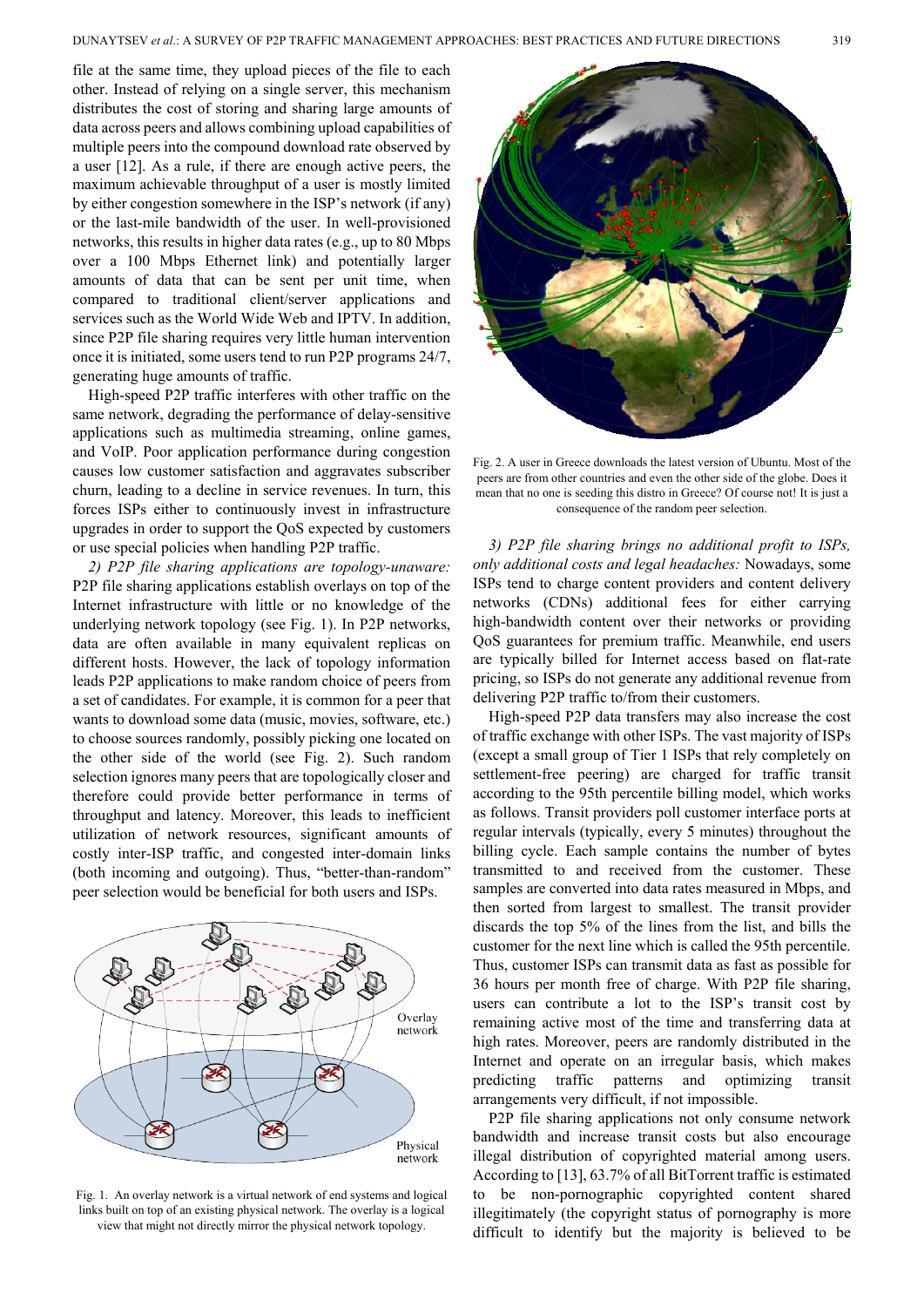file at the same time, they upload pieces of the file to each other. Instead of relying on a single server, this mechanism distributes the cost of storing and sharing large amounts of data across peers and allows combining upload capabilities of multiple peers into the compound download rate observed by a user [12]. As a rule, if there are enough active peers, the maximum achievable throughput of a user is mostly limited by either congestion somewhere in the ISP's network (if any) or the last-mile bandwidth of the user. In well-provisioned networks, this results in higher data rates (e.g., up to 80 Mbps over a 100 Mbps Ethernet link) and potentially larger amounts of data that can be sent per unit time, when compared to traditional client/server applications and services such as the World Wide Web and IPTV. In addition, since P2P file sharing requires very little human intervention once it is initiated, some users tend to run P2P programs 24/7, generating huge amounts of traffic.

High-speed P2P traffic interferes with other traffic on the same network, degrading the performance of delay-sensitive applications such as multimedia streaming, online games, and VoIP. Poor application performance during congestion causes low customer satisfaction and aggravates subscriber churn, leading to a decline in service revenues. In turn, this forces ISPs either to continuously invest in infrastructure upgrades in order to support the QoS expected by customers or use special policies when handling P2P traffic.

*2) P2P file sharing applications are topology-unaware:* P2P file sharing applications establish overlays on top of the Internet infrastructure with little or no knowledge of the underlying network topology (see Fig. 1). In P2P networks, data are often available in many equivalent replicas on different hosts. However, the lack of topology information leads P2P applications to make random choice of peers from a set of candidates. For example, it is common for a peer that wants to download some data (music, movies, software, etc.) to choose sources randomly, possibly picking one located on the other side of the world (see Fig. 2). Such random selection ignores many peers that are topologically closer and therefore could provide better performance in terms of throughput and latency. Moreover, this leads to inefficient utilization of network resources, significant amounts of costly inter-ISP traffic, and congested inter-domain links (both incoming and outgoing). Thus, "better-than-random" peer selection would be beneficial for both users and ISPs.

Fig. 1. An overlay network is a virtual network of end systems and logical links built on top of an existing physical network. The overlay is a logical view that might not directly mirror the physical network topology.

Fig. 2. A user in Greece downloads the latest version of Ubuntu. Most of the peers are from other countries and even the other side of the globe. Does it mean that no one is seeding this distro in Greece? Of course not! It is just a consequence of the random peer selection.

*3) P2P file sharing brings no additional profit to ISPs, only additional costs and legal headaches:* Nowadays, some ISPs tend to charge content providers and content delivery networks (CDNs) additional fees for either carrying high-bandwidth content over their networks or providing QoS guarantees for premium traffic. Meanwhile, end users are typically billed for Internet access based on flat-rate pricing, so ISPs do not generate any additional revenue from delivering P2P traffic to/from their customers.

High-speed P2P data transfers may also increase the cost of traffic exchange with other ISPs. The vast majority of ISPs (except a small group of Tier 1 ISPs that rely completely on settlement-free peering) are charged for traffic transit according to the 95th percentile billing model, which works as follows. Transit providers poll customer interface ports at regular intervals (typically, every 5 minutes) throughout the billing cycle. Each sample contains the number of bytes transmitted to and received from the customer. These samples are converted into data rates measured in Mbps, and then sorted from largest to smallest. The transit provider discards the top 5% of the lines from the list, and bills the customer for the next line which is called the 95th percentile. Thus, customer ISPs can transmit data as fast as possible for 36 hours per month free of charge. With P2P file sharing, users can contribute a lot to the ISP's transit cost by remaining active most of the time and transferring data at high rates. Moreover, peers are randomly distributed in the Internet and operate on an irregular basis, which makes predicting traffic patterns and optimizing transit arrangements very difficult, if not impossible.

P2P file sharing applications not only consume network bandwidth and increase transit costs but also encourage illegal distribution of copyrighted material among users. According to [13], 63.7% of all BitTorrent traffic is estimated to be non-pornographic copyrighted content shared illegitimately (the copyright status of pornography is more difficult to identify but the majority is believed to be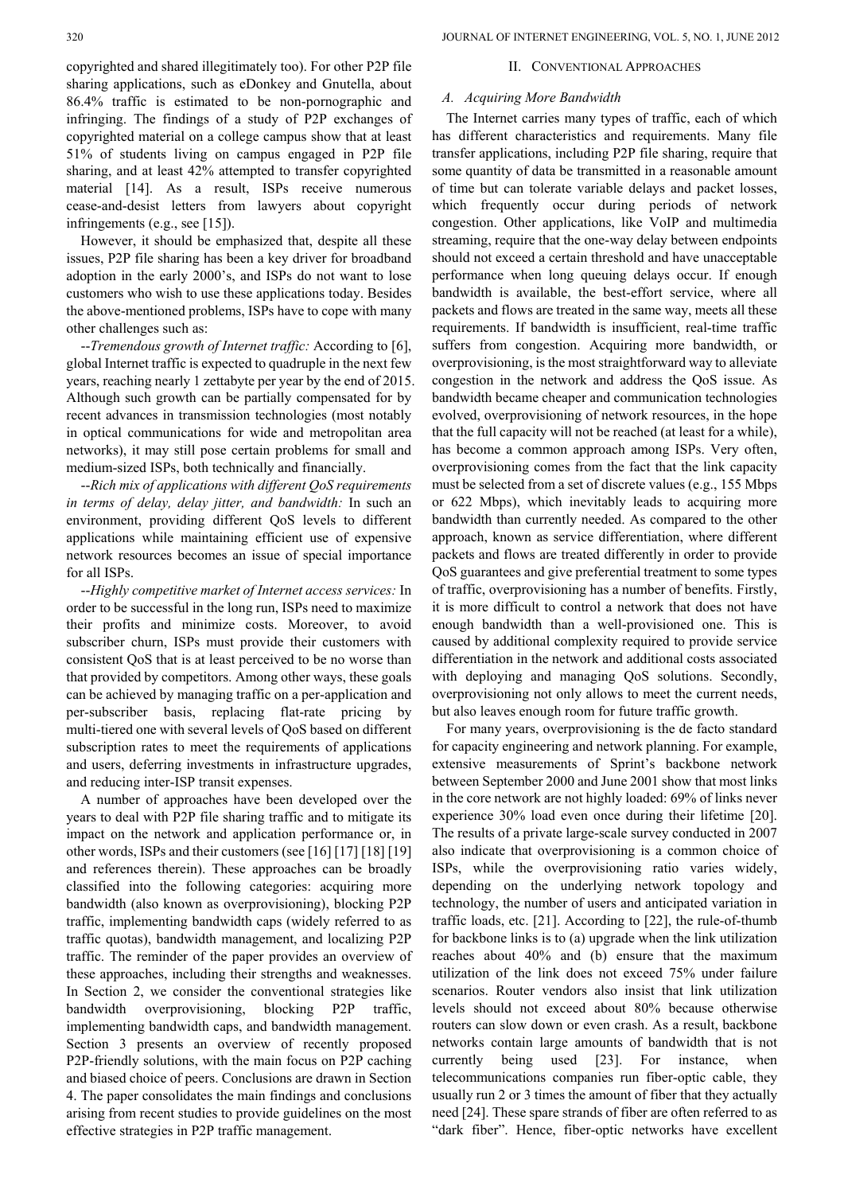copyrighted and shared illegitimately too). For other P2P file sharing applications, such as eDonkey and Gnutella, about 86.4% traffic is estimated to be non-pornographic and infringing. The findings of a study of P2P exchanges of copyrighted material on a college campus show that at least 51% of students living on campus engaged in P2P file sharing, and at least 42% attempted to transfer copyrighted material [14]. As a result, ISPs receive numerous cease-and-desist letters from lawyers about copyright infringements (e.g., see [15]).

However, it should be emphasized that, despite all these issues, P2P file sharing has been a key driver for broadband adoption in the early 2000's, and ISPs do not want to lose customers who wish to use these applications today. Besides the above-mentioned problems, ISPs have to cope with many other challenges such as:

--*Tremendous growth of Internet traffic:* According to [6], global Internet traffic is expected to quadruple in the next few years, reaching nearly 1 zettabyte per year by the end of 2015. Although such growth can be partially compensated for by recent advances in transmission technologies (most notably in optical communications for wide and metropolitan area networks), it may still pose certain problems for small and medium-sized ISPs, both technically and financially.

--*Rich mix of applications with different QoS requirements in terms of delay, delay jitter, and bandwidth:* In such an environment, providing different QoS levels to different applications while maintaining efficient use of expensive network resources becomes an issue of special importance for all ISPs.

--*Highly competitive market of Internet access services:* In order to be successful in the long run, ISPs need to maximize their profits and minimize costs. Moreover, to avoid subscriber churn, ISPs must provide their customers with consistent QoS that is at least perceived to be no worse than that provided by competitors. Among other ways, these goals can be achieved by managing traffic on a per-application and per-subscriber basis, replacing flat-rate pricing by multi-tiered one with several levels of QoS based on different subscription rates to meet the requirements of applications and users, deferring investments in infrastructure upgrades, and reducing inter-ISP transit expenses.

A number of approaches have been developed over the years to deal with P2P file sharing traffic and to mitigate its impact on the network and application performance or, in other words, ISPs and their customers (see [16] [17] [18] [19] and references therein). These approaches can be broadly classified into the following categories: acquiring more bandwidth (also known as overprovisioning), blocking P2P traffic, implementing bandwidth caps (widely referred to as traffic quotas), bandwidth management, and localizing P2P traffic. The reminder of the paper provides an overview of these approaches, including their strengths and weaknesses. In Section 2, we consider the conventional strategies like bandwidth overprovisioning, blocking P2P traffic, implementing bandwidth caps, and bandwidth management. Section 3 presents an overview of recently proposed P2P-friendly solutions, with the main focus on P2P caching and biased choice of peers. Conclusions are drawn in Section 4. The paper consolidates the main findings and conclusions arising from recent studies to provide guidelines on the most effective strategies in P2P traffic management.

## II. Conventional Approaches

### *A. Acquiring More Bandwidth*

The Internet carries many types of traffic, each of which has different characteristics and requirements. Many file transfer applications, including P2P file sharing, require that some quantity of data be transmitted in a reasonable amount of time but can tolerate variable delays and packet losses, which frequently occur during periods of network congestion. Other applications, like VoIP and multimedia streaming, require that the one-way delay between endpoints should not exceed a certain threshold and have unacceptable performance when long queuing delays occur. If enough bandwidth is available, the best-effort service, where all packets and flows are treated in the same way, meets all these requirements. If bandwidth is insufficient, real-time traffic suffers from congestion. Acquiring more bandwidth, or overprovisioning, is the most straightforward way to alleviate congestion in the network and address the QoS issue. As bandwidth became cheaper and communication technologies evolved, overprovisioning of network resources, in the hope that the full capacity will not be reached (at least for a while), has become a common approach among ISPs. Very often, overprovisioning comes from the fact that the link capacity must be selected from a set of discrete values (e.g., 155 Mbps or 622 Mbps), which inevitably leads to acquiring more bandwidth than currently needed. As compared to the other approach, known as service differentiation, where different packets and flows are treated differently in order to provide QoS guarantees and give preferential treatment to some types of traffic, overprovisioning has a number of benefits. Firstly, it is more difficult to control a network that does not have enough bandwidth than a well-provisioned one. This is caused by additional complexity required to provide service differentiation in the network and additional costs associated with deploying and managing QoS solutions. Secondly, overprovisioning not only allows to meet the current needs, but also leaves enough room for future traffic growth.

For many years, overprovisioning is the de facto standard for capacity engineering and network planning. For example, extensive measurements of Sprint's backbone network between September 2000 and June 2001 show that most links in the core network are not highly loaded: 69% of links never experience 30% load even once during their lifetime [20]. The results of a private large-scale survey conducted in 2007 also indicate that overprovisioning is a common choice of ISPs, while the overprovisioning ratio varies widely, depending on the underlying network topology and technology, the number of users and anticipated variation in traffic loads, etc. [21]. According to [22], the rule-of-thumb for backbone links is to (a) upgrade when the link utilization reaches about 40% and (b) ensure that the maximum utilization of the link does not exceed 75% under failure scenarios. Router vendors also insist that link utilization levels should not exceed about 80% because otherwise routers can slow down or even crash. As a result, backbone networks contain large amounts of bandwidth that is not currently being used [23]. For instance, when telecommunications companies run fiber-optic cable, they usually run 2 or 3 times the amount of fiber that they actually need [24]. These spare strands of fiber are often referred to as "dark fiber". Hence, fiber-optic networks have excellent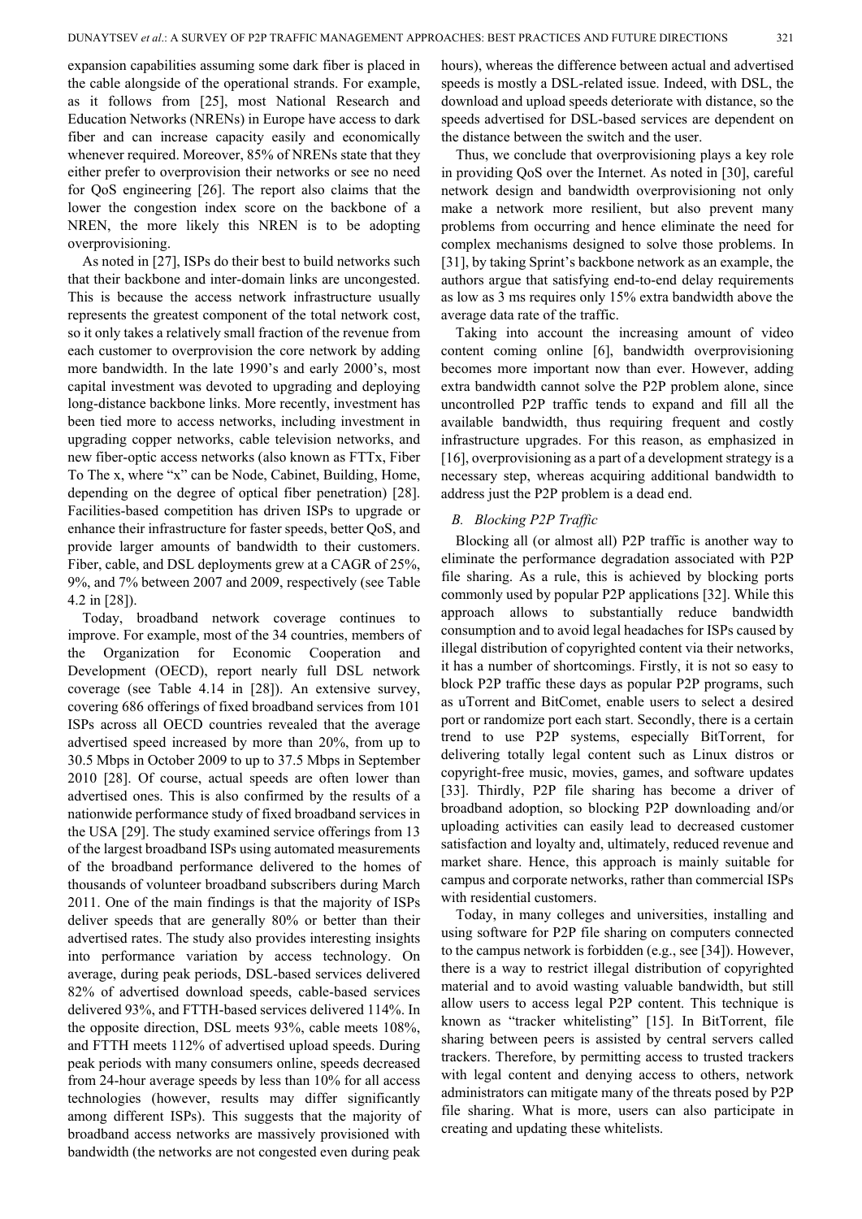expansion capabilities assuming some dark fiber is placed in the cable alongside of the operational strands. For example, as it follows from [25], most National Research and Education Networks (NRENs) in Europe have access to dark fiber and can increase capacity easily and economically whenever required. Moreover, 85% of NRENs state that they either prefer to overprovision their networks or see no need for QoS engineering [26]. The report also claims that the lower the congestion index score on the backbone of a NREN, the more likely this NREN is to be adopting overprovisioning.

As noted in [27], ISPs do their best to build networks such that their backbone and inter-domain links are uncongested. This is because the access network infrastructure usually represents the greatest component of the total network cost, so it only takes a relatively small fraction of the revenue from each customer to overprovision the core network by adding more bandwidth. In the late 1990's and early 2000's, most capital investment was devoted to upgrading and deploying long-distance backbone links. More recently, investment has been tied more to access networks, including investment in upgrading copper networks, cable television networks, and new fiber-optic access networks (also known as FTTx, Fiber To The x, where "x" can be Node, Cabinet, Building, Home, depending on the degree of optical fiber penetration) [28]. Facilities-based competition has driven ISPs to upgrade or enhance their infrastructure for faster speeds, better QoS, and provide larger amounts of bandwidth to their customers. Fiber, cable, and DSL deployments grew at a CAGR of 25%, 9%, and 7% between 2007 and 2009, respectively (see Table 4.2 in [28]).

Today, broadband network coverage continues to improve. For example, most of the 34 countries, members of the Organization for Economic Cooperation and Development (OECD), report nearly full DSL network coverage (see Table 4.14 in [28]). An extensive survey, covering 686 offerings of fixed broadband services from 101 ISPs across all OECD countries revealed that the average advertised speed increased by more than 20%, from up to 30.5 Mbps in October 2009 to up to 37.5 Mbps in September 2010 [28]. Of course, actual speeds are often lower than advertised ones. This is also confirmed by the results of a nationwide performance study of fixed broadband services in the USA [29]. The study examined service offerings from 13 of the largest broadband ISPs using automated measurements of the broadband performance delivered to the homes of thousands of volunteer broadband subscribers during March 2011. One of the main findings is that the majority of ISPs deliver speeds that are generally 80% or better than their advertised rates. The study also provides interesting insights into performance variation by access technology. On average, during peak periods, DSL-based services delivered 82% of advertised download speeds, cable-based services delivered 93%, and FTTH-based services delivered 114%. In the opposite direction, DSL meets 93%, cable meets 108%, and FTTH meets 112% of advertised upload speeds. During peak periods with many consumers online, speeds decreased from 24-hour average speeds by less than 10% for all access technologies (however, results may differ significantly among different ISPs). This suggests that the majority of broadband access networks are massively provisioned with bandwidth (the networks are not congested even during peak hours), whereas the difference between actual and advertised speeds is mostly a DSL-related issue. Indeed, with DSL, the download and upload speeds deteriorate with distance, so the speeds advertised for DSL-based services are dependent on the distance between the switch and the user.

Thus, we conclude that overprovisioning plays a key role in providing QoS over the Internet. As noted in [30], careful network design and bandwidth overprovisioning not only make a network more resilient, but also prevent many problems from occurring and hence eliminate the need for complex mechanisms designed to solve those problems. In [31], by taking Sprint's backbone network as an example, the authors argue that satisfying end-to-end delay requirements as low as 3 ms requires only 15% extra bandwidth above the average data rate of the traffic.

Taking into account the increasing amount of video content coming online [6], bandwidth overprovisioning becomes more important now than ever. However, adding extra bandwidth cannot solve the P2P problem alone, since uncontrolled P2P traffic tends to expand and fill all the available bandwidth, thus requiring frequent and costly infrastructure upgrades. For this reason, as emphasized in [16], overprovisioning as a part of a development strategy is a necessary step, whereas acquiring additional bandwidth to address just the P2P problem is a dead end.

### *B. Blocking P2P Traffic*

Blocking all (or almost all) P2P traffic is another way to eliminate the performance degradation associated with P2P file sharing. As a rule, this is achieved by blocking ports commonly used by popular P2P applications [32]. While this approach allows to substantially reduce bandwidth consumption and to avoid legal headaches for ISPs caused by illegal distribution of copyrighted content via their networks, it has a number of shortcomings. Firstly, it is not so easy to block P2P traffic these days as popular P2P programs, such as uTorrent and BitComet, enable users to select a desired port or randomize port each start. Secondly, there is a certain trend to use P2P systems, especially BitTorrent, for delivering totally legal content such as Linux distros or copyright-free music, movies, games, and software updates [33]. Thirdly, P2P file sharing has become a driver of broadband adoption, so blocking P2P downloading and/or uploading activities can easily lead to decreased customer satisfaction and loyalty and, ultimately, reduced revenue and market share. Hence, this approach is mainly suitable for campus and corporate networks, rather than commercial ISPs with residential customers.

Today, in many colleges and universities, installing and using software for P2P file sharing on computers connected to the campus network is forbidden (e.g., see [34]). However, there is a way to restrict illegal distribution of copyrighted material and to avoid wasting valuable bandwidth, but still allow users to access legal P2P content. This technique is known as "tracker whitelisting" [15]. In BitTorrent, file sharing between peers is assisted by central servers called trackers. Therefore, by permitting access to trusted trackers with legal content and denying access to others, network administrators can mitigate many of the threats posed by P2P file sharing. What is more, users can also participate in creating and updating these whitelists.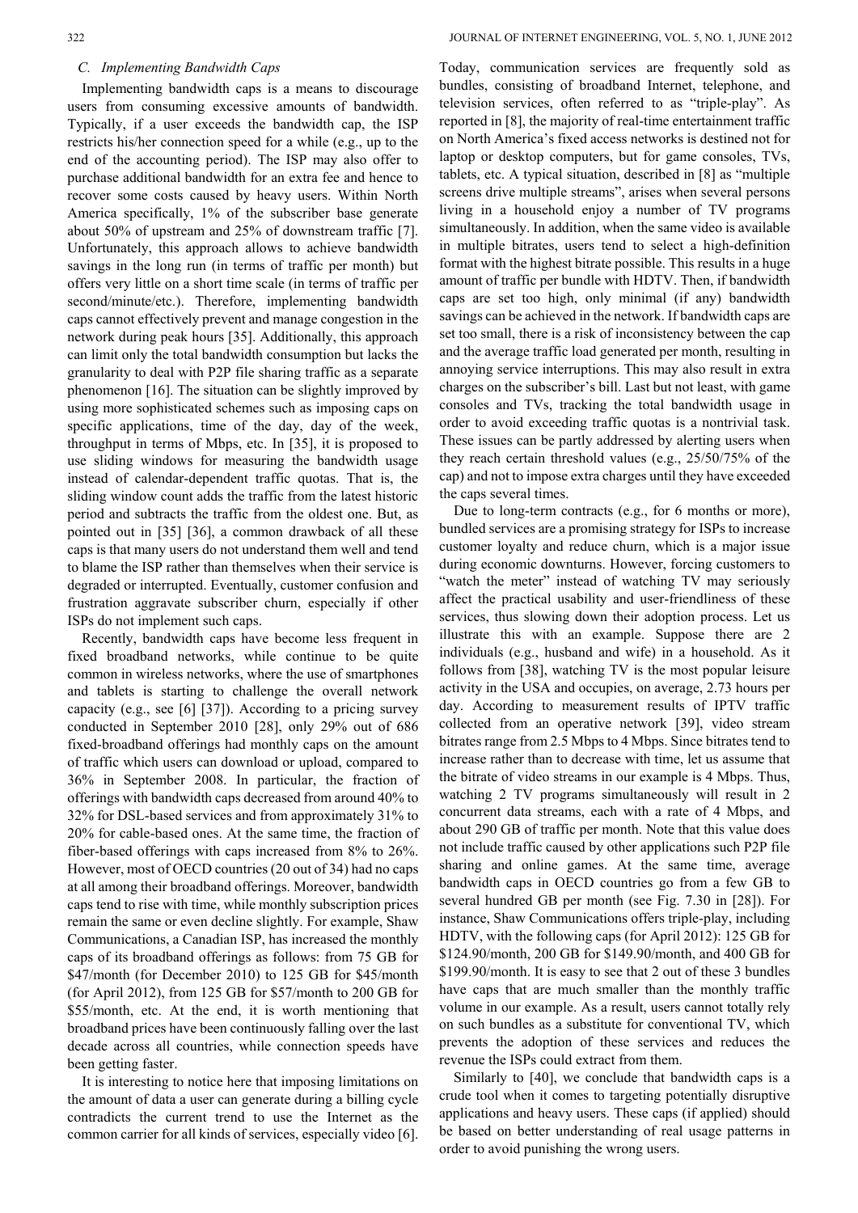### C. Implementing Bandwidth Caps

Implementing bandwidth caps is a means to discourage users from consuming excessive amounts of bandwidth. Typically, if a user exceeds the bandwidth cap, the ISP restricts his/her connection speed for a while (e.g., up to the end of the accounting period). The ISP may also offer to purchase additional bandwidth for an extra fee and hence to recover some costs caused by heavy users. Within North America specifically, 1% of the subscriber base generate about 50% of upstream and 25% of downstream traffic [7]. Unfortunately, this approach allows to achieve bandwidth savings in the long run (in terms of traffic per month) but offers very little on a short time scale (in terms of traffic per second/minute/etc.). Therefore, implementing bandwidth caps cannot effectively prevent and manage congestion in the network during peak hours [35]. Additionally, this approach can limit only the total bandwidth consumption but lacks the granularity to deal with P2P file sharing traffic as a separate phenomenon [16]. The situation can be slightly improved by using more sophisticated schemes such as imposing caps on specific applications, time of the day, day of the week, throughput in terms of Mbps, etc. In [35], it is proposed to use sliding windows for measuring the bandwidth usage instead of calendar-dependent traffic quotas. That is, the sliding window count adds the traffic from the latest historic period and subtracts the traffic from the oldest one. But, as pointed out in [35] [36], a common drawback of all these caps is that many users do not understand them well and tend to blame the ISP rather than themselves when their service is degraded or interrupted. Eventually, customer confusion and frustration aggravate subscriber churn, especially if other ISPs do not implement such caps.

Recently, bandwidth caps have become less frequent in fixed broadband networks, while continue to be quite common in wireless networks, where the use of smartphones and tablets is starting to challenge the overall network capacity (e.g., see [6] [37]). According to a pricing survey conducted in September 2010 [28], only 29% out of 686 fixed-broadband offerings had monthly caps on the amount of traffic which users can download or upload, compared to 36% in September 2008. In particular, the fraction of offerings with bandwidth caps decreased from around 40% to 32% for DSL-based services and from approximately 31% to 20% for cable-based ones. At the same time, the fraction of fiber-based offerings with caps increased from 8% to 26%. However, most of OECD countries (20 out of 34) had no caps at all among their broadband offerings. Moreover, bandwidth caps tend to rise with time, while monthly subscription prices remain the same or even decline slightly. For example, Shaw Communications, a Canadian ISP, has increased the monthly caps of its broadband offerings as follows: from 75 GB for \$47/month (for December 2010) to 125 GB for \$45/month (for April 2012), from 125 GB for \$57/month to 200 GB for \$55/month, etc. At the end, it is worth mentioning that broadband prices have been continuously falling over the last decade across all countries, while connection speeds have been getting faster.

It is interesting to notice here that imposing limitations on the amount of data a user can generate during a billing cycle contradicts the current trend to use the Internet as the common carrier for all kinds of services, especially video [6]. Today, communication services are frequently sold as bundles, consisting of broadband Internet, telephone, and television services, often referred to as "triple-play". As reported in [8], the majority of real-time entertainment traffic on North America's fixed access networks is destined not for laptop or desktop computers, but for game consoles, TVs, tablets, etc. A typical situation, described in [8] as "multiple screens drive multiple streams", arises when several persons living in a household enjoy a number of TV programs simultaneously. In addition, when the same video is available in multiple bitrates, users tend to select a high-definition format with the highest bitrate possible. This results in a huge amount of traffic per bundle with HDTV. Then, if bandwidth caps are set too high, only minimal (if any) bandwidth savings can be achieved in the network. If bandwidth caps are set too small, there is a risk of inconsistency between the cap and the average traffic load generated per month, resulting in annoying service interruptions. This may also result in extra charges on the subscriber's bill. Last but not least, with game consoles and TVs, tracking the total bandwidth usage in order to avoid exceeding traffic quotas is a nontrivial task. These issues can be partly addressed by alerting users when they reach certain threshold values (e.g., 25/50/75% of the cap) and not to impose extra charges until they have exceeded the caps several times.

Due to long-term contracts (e.g., for 6 months or more), bundled services are a promising strategy for ISPs to increase customer loyalty and reduce churn, which is a major issue during economic downturns. However, forcing customers to "watch the meter" instead of watching TV may seriously affect the practical usability and user-friendliness of these services, thus slowing down their adoption process. Let us illustrate this with an example. Suppose there are 2 individuals (e.g., husband and wife) in a household. As it follows from [38], watching TV is the most popular leisure activity in the USA and occupies, on average, 2.73 hours per day. According to measurement results of IPTV traffic collected from an operative network [39], video stream bitrates range from 2.5 Mbps to 4 Mbps. Since bitrates tend to increase rather than to decrease with time, let us assume that the bitrate of video streams in our example is 4 Mbps. Thus, watching 2 TV programs simultaneously will result in 2 concurrent data streams, each with a rate of 4 Mbps, and about 290 GB of traffic per month. Note that this value does not include traffic caused by other applications such P2P file sharing and online games. At the same time, average bandwidth caps in OECD countries go from a few GB to several hundred GB per month (see Fig. 7.30 in [28]). For instance, Shaw Communications offers triple-play, including HDTV, with the following caps (for April 2012): 125 GB for \$124.90/month, 200 GB for \$149.90/month, and 400 GB for \$199.90/month. It is easy to see that 2 out of these 3 bundles have caps that are much smaller than the monthly traffic volume in our example. As a result, users cannot totally rely on such bundles as a substitute for conventional TV, which prevents the adoption of these services and reduces the revenue the ISPs could extract from them.

Similarly to [40], we conclude that bandwidth caps is a crude tool when it comes to targeting potentially disruptive applications and heavy users. These caps (if applied) should be based on better understanding of real usage patterns in order to avoid punishing the wrong users.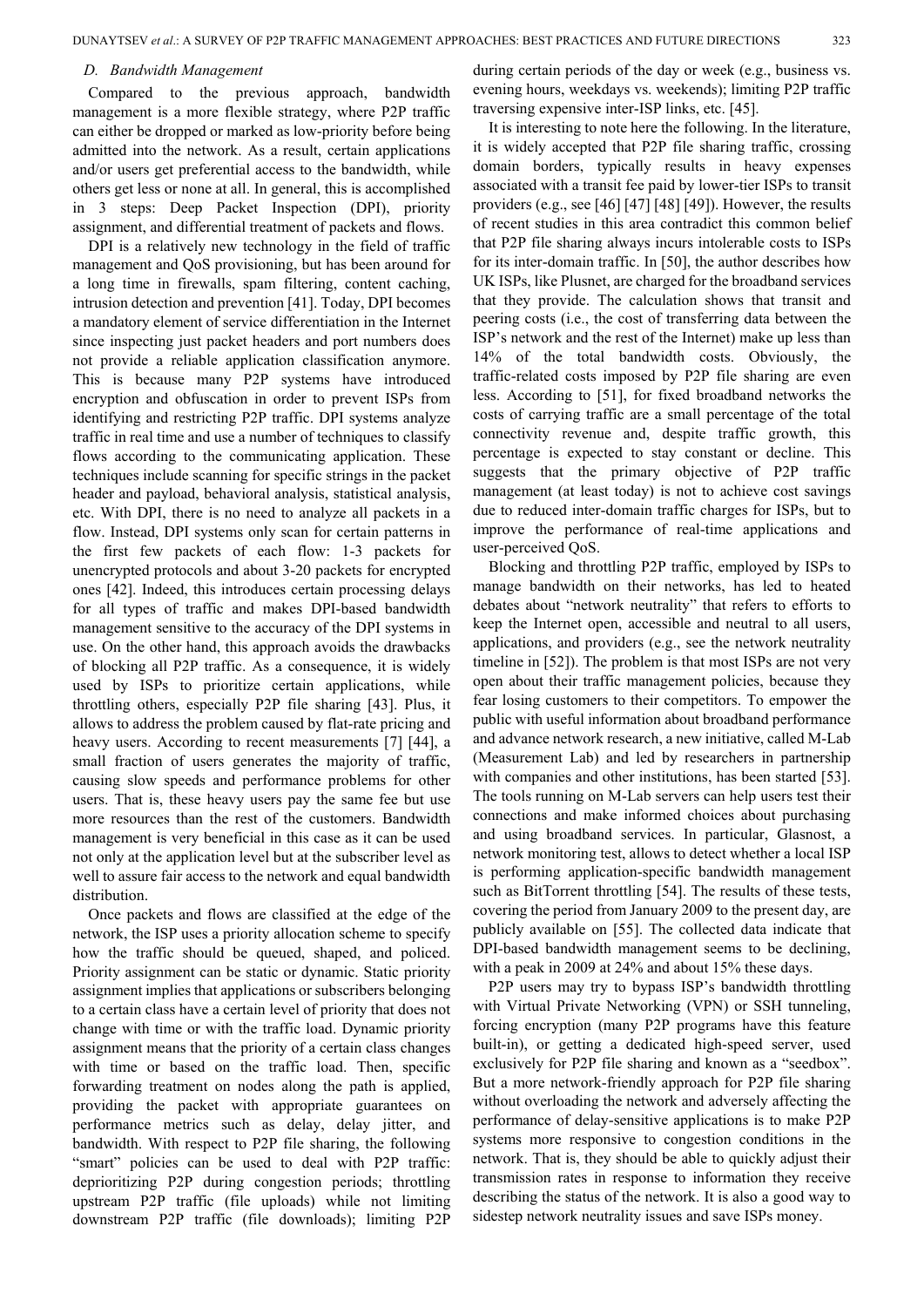### D. Bandwidth Management

Compared to the previous approach, bandwidth management is a more flexible strategy, where P2P traffic can either be dropped or marked as low-priority before being admitted into the network. As a result, certain applications and/or users get preferential access to the bandwidth, while others get less or none at all. In general, this is accomplished in 3 steps: Deep Packet Inspection (DPI), priority assignment, and differential treatment of packets and flows.

DPI is a relatively new technology in the field of traffic management and QoS provisioning, but has been around for a long time in firewalls, spam filtering, content caching, intrusion detection and prevention [41]. Today, DPI becomes a mandatory element of service differentiation in the Internet since inspecting just packet headers and port numbers does not provide a reliable application classification anymore. This is because many P2P systems have introduced encryption and obfuscation in order to prevent ISPs from identifying and restricting P2P traffic. DPI systems analyze traffic in real time and use a number of techniques to classify flows according to the communicating application. These techniques include scanning for specific strings in the packet header and payload, behavioral analysis, statistical analysis, etc. With DPI, there is no need to analyze all packets in a flow. Instead, DPI systems only scan for certain patterns in the first few packets of each flow: 1-3 packets for unencrypted protocols and about 3-20 packets for encrypted ones [42]. Indeed, this introduces certain processing delays for all types of traffic and makes DPI-based bandwidth management sensitive to the accuracy of the DPI systems in use. On the other hand, this approach avoids the drawbacks of blocking all P2P traffic. As a consequence, it is widely used by ISPs to prioritize certain applications, while throttling others, especially P2P file sharing [43]. Plus, it allows to address the problem caused by flat-rate pricing and heavy users. According to recent measurements [7] [44], a small fraction of users generates the majority of traffic, causing slow speeds and performance problems for other users. That is, these heavy users pay the same fee but use more resources than the rest of the customers. Bandwidth management is very beneficial in this case as it can be used not only at the application level but at the subscriber level as well to assure fair access to the network and equal bandwidth distribution.

Once packets and flows are classified at the edge of the network, the ISP uses a priority allocation scheme to specify how the traffic should be queued, shaped, and policed. Priority assignment can be static or dynamic. Static priority assignment implies that applications or subscribers belonging to a certain class have a certain level of priority that does not change with time or with the traffic load. Dynamic priority assignment means that the priority of a certain class changes with time or based on the traffic load. Then, specific forwarding treatment on nodes along the path is applied, providing the packet with appropriate guarantees on performance metrics such as delay, delay jitter, and bandwidth. With respect to P2P file sharing, the following "smart" policies can be used to deal with P2P traffic: deprioritizing P2P during congestion periods; throttling upstream P2P traffic (file uploads) while not limiting downstream P2P traffic (file downloads); limiting P2P during certain periods of the day or week (e.g., business vs. evening hours, weekdays vs. weekends); limiting P2P traffic traversing expensive inter-ISP links, etc. [45].

It is interesting to note here the following. In the literature, it is widely accepted that P2P file sharing traffic, crossing domain borders, typically results in heavy expenses associated with a transit fee paid by lower-tier ISPs to transit providers (e.g., see [46] [47] [48] [49]). However, the results of recent studies in this area contradict this common belief that P2P file sharing always incurs intolerable costs to ISPs for its inter-domain traffic. In [50], the author describes how UK ISPs, like Plusnet, are charged for the broadband services that they provide. The calculation shows that transit and peering costs (i.e., the cost of transferring data between the ISP's network and the rest of the Internet) make up less than 14% of the total bandwidth costs. Obviously, the traffic-related costs imposed by P2P file sharing are even less. According to [51], for fixed broadband networks the costs of carrying traffic are a small percentage of the total connectivity revenue and, despite traffic growth, this percentage is expected to stay constant or decline. This suggests that the primary objective of P2P traffic management (at least today) is not to achieve cost savings due to reduced inter-domain traffic charges for ISPs, but to improve the performance of real-time applications and user-perceived QoS.

Blocking and throttling P2P traffic, employed by ISPs to manage bandwidth on their networks, has led to heated debates about "network neutrality" that refers to efforts to keep the Internet open, accessible and neutral to all users, applications, and providers (e.g., see the network neutrality timeline in [52]). The problem is that most ISPs are not very open about their traffic management policies, because they fear losing customers to their competitors. To empower the public with useful information about broadband performance and advance network research, a new initiative, called M-Lab (Measurement Lab) and led by researchers in partnership with companies and other institutions, has been started [53]. The tools running on M-Lab servers can help users test their connections and make informed choices about purchasing and using broadband services. In particular, Glasnost, a network monitoring test, allows to detect whether a local ISP is performing application-specific bandwidth management such as BitTorrent throttling [54]. The results of these tests, covering the period from January 2009 to the present day, are publicly available on [55]. The collected data indicate that DPI-based bandwidth management seems to be declining, with a peak in 2009 at 24% and about 15% these days.

P2P users may try to bypass ISP's bandwidth throttling with Virtual Private Networking (VPN) or SSH tunneling, forcing encryption (many P2P programs have this feature built-in), or getting a dedicated high-speed server, used exclusively for P2P file sharing and known as a "seedbox". But a more network-friendly approach for P2P file sharing without overloading the network and adversely affecting the performance of delay-sensitive applications is to make P2P systems more responsive to congestion conditions in the network. That is, they should be able to quickly adjust their transmission rates in response to information they receive describing the status of the network. It is also a good way to sidestep network neutrality issues and save ISPs money.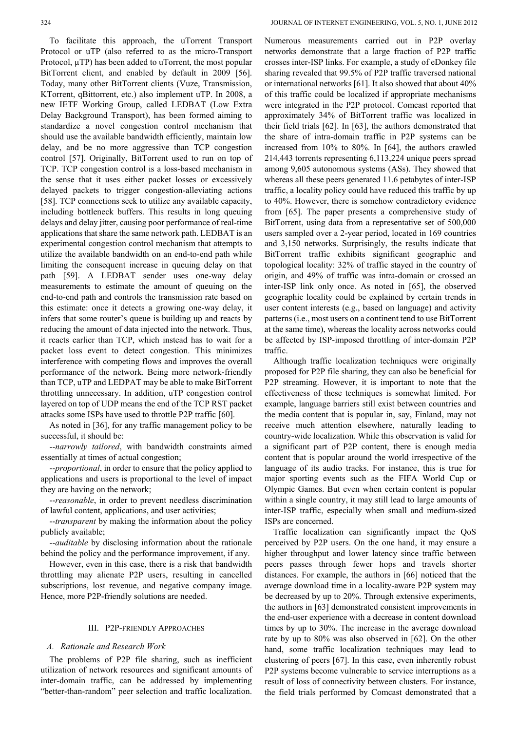To facilitate this approach, the uTorrent Transport Protocol or uTP (also referred to as the micro-Transport Protocol, µTP) has been added to uTorrent, the most popular BitTorrent client, and enabled by default in 2009 [56]. Today, many other BitTorrent clients (Vuze, Transmission, KTorrent, qBittorrent, etc.) also implement uTP. In 2008, a new IETF Working Group, called LEDBAT (Low Extra Delay Background Transport), has been formed aiming to standardize a novel congestion control mechanism that should use the available bandwidth efficiently, maintain low delay, and be no more aggressive than TCP congestion control [57]. Originally, BitTorrent used to run on top of TCP. TCP congestion control is a loss-based mechanism in the sense that it uses either packet losses or excessively delayed packets to trigger congestion-alleviating actions [58]. TCP connections seek to utilize any available capacity, including bottleneck buffers. This results in long queuing delays and delay jitter, causing poor performance of real-time applications that share the same network path. LEDBAT is an experimental congestion control mechanism that attempts to utilize the available bandwidth on an end-to-end path while limiting the consequent increase in queuing delay on that path [59]. A LEDBAT sender uses one-way delay measurements to estimate the amount of queuing on the end-to-end path and controls the transmission rate based on this estimate: once it detects a growing one-way delay, it infers that some router's queue is building up and reacts by reducing the amount of data injected into the network. Thus, it reacts earlier than TCP, which instead has to wait for a packet loss event to detect congestion. This minimizes interference with competing flows and improves the overall performance of the network. Being more network-friendly than TCP, uTP and LEDPAT may be able to make BitTorrent throttling unnecessary. In addition, uTP congestion control layered on top of UDP means the end of the TCP RST packet attacks some ISPs have used to throttle P2P traffic [60].

As noted in [36], for any traffic management policy to be successful, it should be:

--*narrowly tailored*, with bandwidth constraints aimed essentially at times of actual congestion;

--*proportional*, in order to ensure that the policy applied to applications and users is proportional to the level of impact they are having on the network;

--*reasonable*, in order to prevent needless discrimination of lawful content, applications, and user activities;

--*transparent* by making the information about the policy publicly available;

--*auditable* by disclosing information about the rationale behind the policy and the performance improvement, if any.

However, even in this case, there is a risk that bandwidth throttling may alienate P2P users, resulting in cancelled subscriptions, lost revenue, and negative company image. Hence, more P2P-friendly solutions are needed.

## III. P2P-Friendly Approaches

### A. Rationale and Research Work

The problems of P2P file sharing, such as inefficient utilization of network resources and significant amounts of inter-domain traffic, can be addressed by implementing "better-than-random" peer selection and traffic localization. Numerous measurements carried out in P2P overlay networks demonstrate that a large fraction of P2P traffic crosses inter-ISP links. For example, a study of eDonkey file sharing revealed that 99.5% of P2P traffic traversed national or international networks [61]. It also showed that about 40% of this traffic could be localized if appropriate mechanisms were integrated in the P2P protocol. Comcast reported that approximately 34% of BitTorrent traffic was localized in their field trials [62]. In [63], the authors demonstrated that the share of intra-domain traffic in P2P systems can be increased from 10% to 80%. In [64], the authors crawled 214,443 torrents representing 6,113,224 unique peers spread among 9,605 autonomous systems (ASs). They showed that whereas all these peers generated 11.6 petabytes of inter-ISP traffic, a locality policy could have reduced this traffic by up to 40%. However, there is somehow contradictory evidence from [65]. The paper presents a comprehensive study of BitTorrent, using data from a representative set of 500,000 users sampled over a 2-year period, located in 169 countries and 3,150 networks. Surprisingly, the results indicate that BitTorrent traffic exhibits significant geographic and topological locality: 32% of traffic stayed in the country of origin, and 49% of traffic was intra-domain or crossed an inter-ISP link only once. As noted in [65], the observed geographic locality could be explained by certain trends in user content interests (e.g., based on language) and activity patterns (i.e., most users on a continent tend to use BitTorrent at the same time), whereas the locality across networks could be affected by ISP-imposed throttling of inter-domain P2P traffic.

Although traffic localization techniques were originally proposed for P2P file sharing, they can also be beneficial for P2P streaming. However, it is important to note that the effectiveness of these techniques is somewhat limited. For example, language barriers still exist between countries and the media content that is popular in, say, Finland, may not receive much attention elsewhere, naturally leading to country-wide localization. While this observation is valid for a significant part of P2P content, there is enough media content that is popular around the world irrespective of the language of its audio tracks. For instance, this is true for major sporting events such as the FIFA World Cup or Olympic Games. But even when certain content is popular within a single country, it may still lead to large amounts of inter-ISP traffic, especially when small and medium-sized ISPs are concerned.

Traffic localization can significantly impact the QoS perceived by P2P users. On the one hand, it may ensure a higher throughput and lower latency since traffic between peers passes through fewer hops and travels shorter distances. For example, the authors in [66] noticed that the average download time in a locality-aware P2P system may be decreased by up to 20%. Through extensive experiments, the authors in [63] demonstrated consistent improvements in the end-user experience with a decrease in content download times by up to 30%. The increase in the average download rate by up to 80% was also observed in [62]. On the other hand, some traffic localization techniques may lead to clustering of peers [67]. In this case, even inherently robust P2P systems become vulnerable to service interruptions as a result of loss of connectivity between clusters. For instance, the field trials performed by Comcast demonstrated that a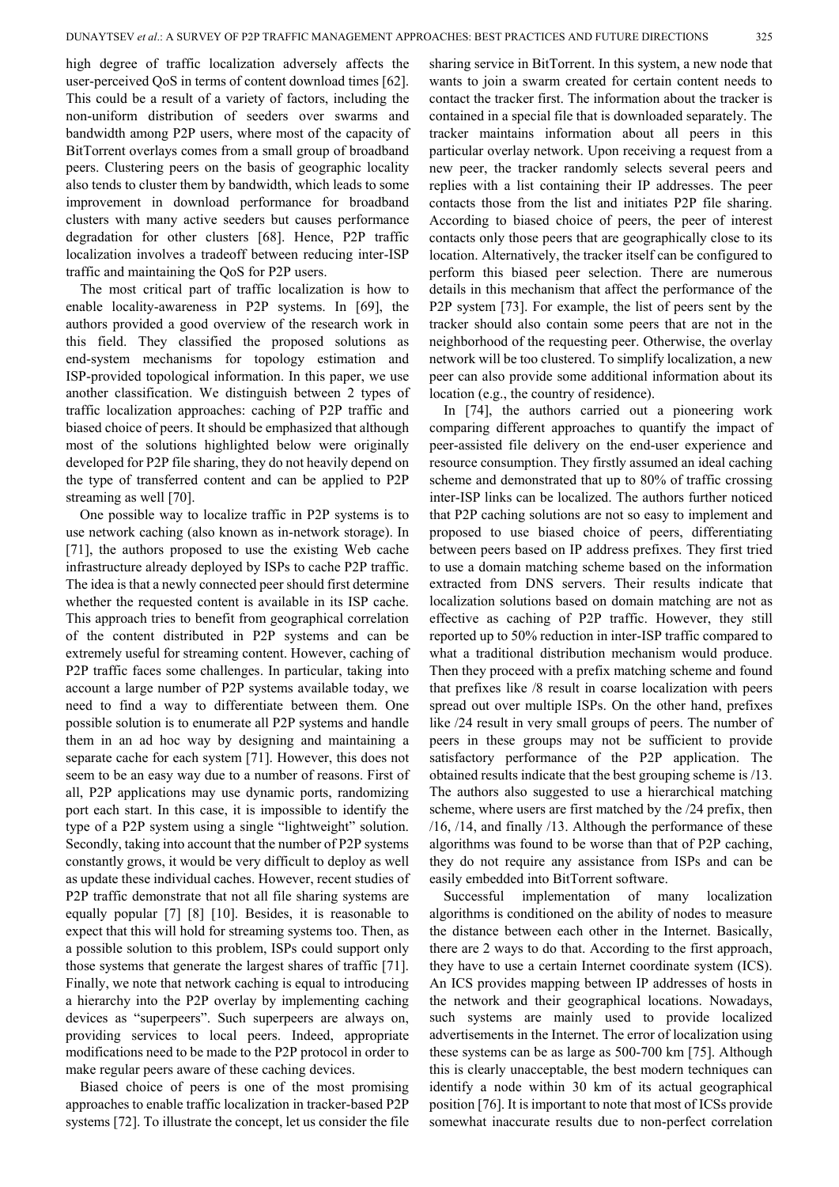high degree of traffic localization adversely affects the user-perceived QoS in terms of content download times [62]. This could be a result of a variety of factors, including the non-uniform distribution of seeders over swarms and bandwidth among P2P users, where most of the capacity of BitTorrent overlays comes from a small group of broadband peers. Clustering peers on the basis of geographic locality also tends to cluster them by bandwidth, which leads to some improvement in download performance for broadband clusters with many active seeders but causes performance degradation for other clusters [68]. Hence, P2P traffic localization involves a tradeoff between reducing inter-ISP traffic and maintaining the QoS for P2P users.

The most critical part of traffic localization is how to enable locality-awareness in P2P systems. In [69], the authors provided a good overview of the research work in this field. They classified the proposed solutions as end-system mechanisms for topology estimation and ISP-provided topological information. In this paper, we use another classification. We distinguish between 2 types of traffic localization approaches: caching of P2P traffic and biased choice of peers. It should be emphasized that although most of the solutions highlighted below were originally developed for P2P file sharing, they do not heavily depend on the type of transferred content and can be applied to P2P streaming as well [70].

One possible way to localize traffic in P2P systems is to use network caching (also known as in-network storage). In [71], the authors proposed to use the existing Web cache infrastructure already deployed by ISPs to cache P2P traffic. The idea is that a newly connected peer should first determine whether the requested content is available in its ISP cache. This approach tries to benefit from geographical correlation of the content distributed in P2P systems and can be extremely useful for streaming content. However, caching of P2P traffic faces some challenges. In particular, taking into account a large number of P2P systems available today, we need to find a way to differentiate between them. One possible solution is to enumerate all P2P systems and handle them in an ad hoc way by designing and maintaining a separate cache for each system [71]. However, this does not seem to be an easy way due to a number of reasons. First of all, P2P applications may use dynamic ports, randomizing port each start. In this case, it is impossible to identify the type of a P2P system using a single "lightweight" solution. Secondly, taking into account that the number of P2P systems constantly grows, it would be very difficult to deploy as well as update these individual caches. However, recent studies of P2P traffic demonstrate that not all file sharing systems are equally popular [7] [8] [10]. Besides, it is reasonable to expect that this will hold for streaming systems too. Then, as a possible solution to this problem, ISPs could support only those systems that generate the largest shares of traffic [71]. Finally, we note that network caching is equal to introducing a hierarchy into the P2P overlay by implementing caching devices as "superpeers". Such superpeers are always on, providing services to local peers. Indeed, appropriate modifications need to be made to the P2P protocol in order to make regular peers aware of these caching devices.

Biased choice of peers is one of the most promising approaches to enable traffic localization in tracker-based P2P systems [72]. To illustrate the concept, let us consider the file sharing service in BitTorrent. In this system, a new node that wants to join a swarm created for certain content needs to contact the tracker first. The information about the tracker is contained in a special file that is downloaded separately. The tracker maintains information about all peers in this particular overlay network. Upon receiving a request from a new peer, the tracker randomly selects several peers and replies with a list containing their IP addresses. The peer contacts those from the list and initiates P2P file sharing. According to biased choice of peers, the peer of interest contacts only those peers that are geographically close to its location. Alternatively, the tracker itself can be configured to perform this biased peer selection. There are numerous details in this mechanism that affect the performance of the P2P system [73]. For example, the list of peers sent by the tracker should also contain some peers that are not in the neighborhood of the requesting peer. Otherwise, the overlay network will be too clustered. To simplify localization, a new peer can also provide some additional information about its location (e.g., the country of residence).

In [74], the authors carried out a pioneering work comparing different approaches to quantify the impact of peer-assisted file delivery on the end-user experience and resource consumption. They firstly assumed an ideal caching scheme and demonstrated that up to 80% of traffic crossing inter-ISP links can be localized. The authors further noticed that P2P caching solutions are not so easy to implement and proposed to use biased choice of peers, differentiating between peers based on IP address prefixes. They first tried to use a domain matching scheme based on the information extracted from DNS servers. Their results indicate that localization solutions based on domain matching are not as effective as caching of P2P traffic. However, they still reported up to 50% reduction in inter-ISP traffic compared to what a traditional distribution mechanism would produce. Then they proceed with a prefix matching scheme and found that prefixes like /8 result in coarse localization with peers spread out over multiple ISPs. On the other hand, prefixes like /24 result in very small groups of peers. The number of peers in these groups may not be sufficient to provide satisfactory performance of the P2P application. The obtained results indicate that the best grouping scheme is /13. The authors also suggested to use a hierarchical matching scheme, where users are first matched by the /24 prefix, then /16, /14, and finally /13. Although the performance of these algorithms was found to be worse than that of P2P caching, they do not require any assistance from ISPs and can be easily embedded into BitTorrent software.

Successful implementation of many localization algorithms is conditioned on the ability of nodes to measure the distance between each other in the Internet. Basically, there are 2 ways to do that. According to the first approach, they have to use a certain Internet coordinate system (ICS). An ICS provides mapping between IP addresses of hosts in the network and their geographical locations. Nowadays, such systems are mainly used to provide localized advertisements in the Internet. The error of localization using these systems can be as large as 500-700 km [75]. Although this is clearly unacceptable, the best modern techniques can identify a node within 30 km of its actual geographical position [76]. It is important to note that most of ICSs provide somewhat inaccurate results due to non-perfect correlation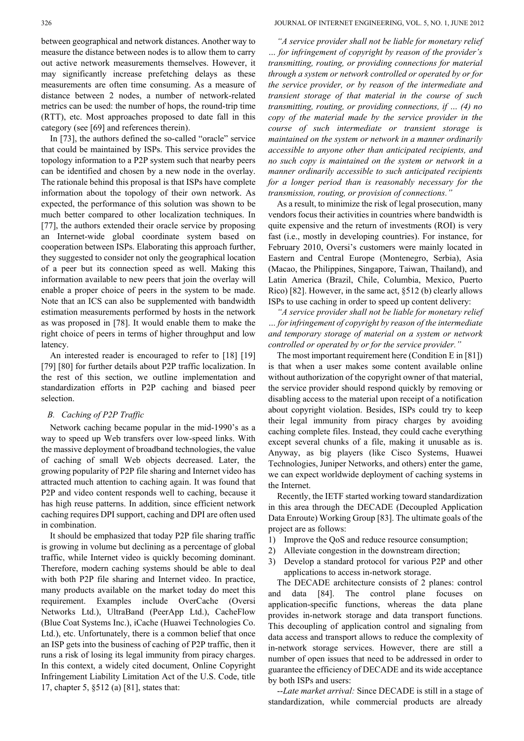between geographical and network distances. Another way to measure the distance between nodes is to allow them to carry out active network measurements themselves. However, it may significantly increase prefetching delays as these measurements are often time consuming. As a measure of distance between 2 nodes, a number of network-related metrics can be used: the number of hops, the round-trip time (RTT), etc. Most approaches proposed to date fall in this category (see [69] and references therein).

In [73], the authors defined the so-called "oracle" service that could be maintained by ISPs. This service provides the topology information to a P2P system such that nearby peers can be identified and chosen by a new node in the overlay. The rationale behind this proposal is that ISPs have complete information about the topology of their own network. As expected, the performance of this solution was shown to be much better compared to other localization techniques. In [77], the authors extended their oracle service by proposing an Internet-wide global coordinate system based on cooperation between ISPs. Elaborating this approach further, they suggested to consider not only the geographical location of a peer but its connection speed as well. Making this information available to new peers that join the overlay will enable a proper choice of peers in the system to be made. Note that an ICS can also be supplemented with bandwidth estimation measurements performed by hosts in the network as was proposed in [78]. It would enable them to make the right choice of peers in terms of higher throughput and low latency.

An interested reader is encouraged to refer to [18] [19] [79] [80] for further details about P2P traffic localization. In the rest of this section, we outline implementation and standardization efforts in P2P caching and biased peer selection.

### B. Caching of P2P Traffic

Network caching became popular in the mid-1990's as a way to speed up Web transfers over low-speed links. With the massive deployment of broadband technologies, the value of caching of small Web objects decreased. Later, the growing popularity of P2P file sharing and Internet video has attracted much attention to caching again. It was found that P2P and video content responds well to caching, because it has high reuse patterns. In addition, since efficient network caching requires DPI support, caching and DPI are often used in combination.

It should be emphasized that today P2P file sharing traffic is growing in volume but declining as a percentage of global traffic, while Internet video is quickly becoming dominant. Therefore, modern caching systems should be able to deal with both P2P file sharing and Internet video. In practice, many products available on the market today do meet this requirement. Examples include OverCache (Oversi Networks Ltd.), UltraBand (PeerApp Ltd.), CacheFlow (Blue Coat Systems Inc.), iCache (Huawei Technologies Co. Ltd.), etc. Unfortunately, there is a common belief that once an ISP gets into the business of caching of P2P traffic, then it runs a risk of losing its legal immunity from piracy charges. In this context, a widely cited document, Online Copyright Infringement Liability Limitation Act of the U.S. Code, title 17, chapter 5, §512 (a) [81], states that:

*"A service provider shall not be liable for monetary relief … for infringement of copyright by reason of the provider's transmitting, routing, or providing connections for material through a system or network controlled or operated by or for the service provider, or by reason of the intermediate and transient storage of that material in the course of such transmitting, routing, or providing connections, if … (4) no copy of the material made by the service provider in the course of such intermediate or transient storage is maintained on the system or network in a manner ordinarily accessible to anyone other than anticipated recipients, and no such copy is maintained on the system or network in a manner ordinarily accessible to such anticipated recipients for a longer period than is reasonably necessary for the transmission, routing, or provision of connections."*

As a result, to minimize the risk of legal prosecution, many vendors focus their activities in countries where bandwidth is quite expensive and the return of investments (ROI) is very fast (i.e., mostly in developing countries). For instance, for February 2010, Oversi's customers were mainly located in Eastern and Central Europe (Montenegro, Serbia), Asia (Macao, the Philippines, Singapore, Taiwan, Thailand), and Latin America (Brazil, Chile, Columbia, Mexico, Puerto Rico) [82]. However, in the same act, §512 (b) clearly allows ISPs to use caching in order to speed up content delivery:

*"A service provider shall not be liable for monetary relief … for infringement of copyright by reason of the intermediate and temporary storage of material on a system or network controlled or operated by or for the service provider."*

The most important requirement here (Condition E in [81]) is that when a user makes some content available online without authorization of the copyright owner of that material, the service provider should respond quickly by removing or disabling access to the material upon receipt of a notification about copyright violation. Besides, ISPs could try to keep their legal immunity from piracy charges by avoiding caching complete files. Instead, they could cache everything except several chunks of a file, making it unusable as is. Anyway, as big players (like Cisco Systems, Huawei Technologies, Juniper Networks, and others) enter the game, we can expect worldwide deployment of caching systems in the Internet.

Recently, the IETF started working toward standardization in this area through the DECADE (Decoupled Application Data Enroute) Working Group [83]. The ultimate goals of the project are as follows:

1) Improve the QoS and reduce resource consumption;
2) Alleviate congestion in the downstream direction;
3) Develop a standard protocol for various P2P and other applications to access in-network storage.

The DECADE architecture consists of 2 planes: control and data [84]. The control plane focuses on application-specific functions, whereas the data plane provides in-network storage and data transport functions. This decoupling of application control and signaling from data access and transport allows to reduce the complexity of in-network storage services. However, there are still a number of open issues that need to be addressed in order to guarantee the efficiency of DECADE and its wide acceptance by both ISPs and users:

--*Late market arrival:* Since DECADE is still in a stage of standardization, while commercial products are already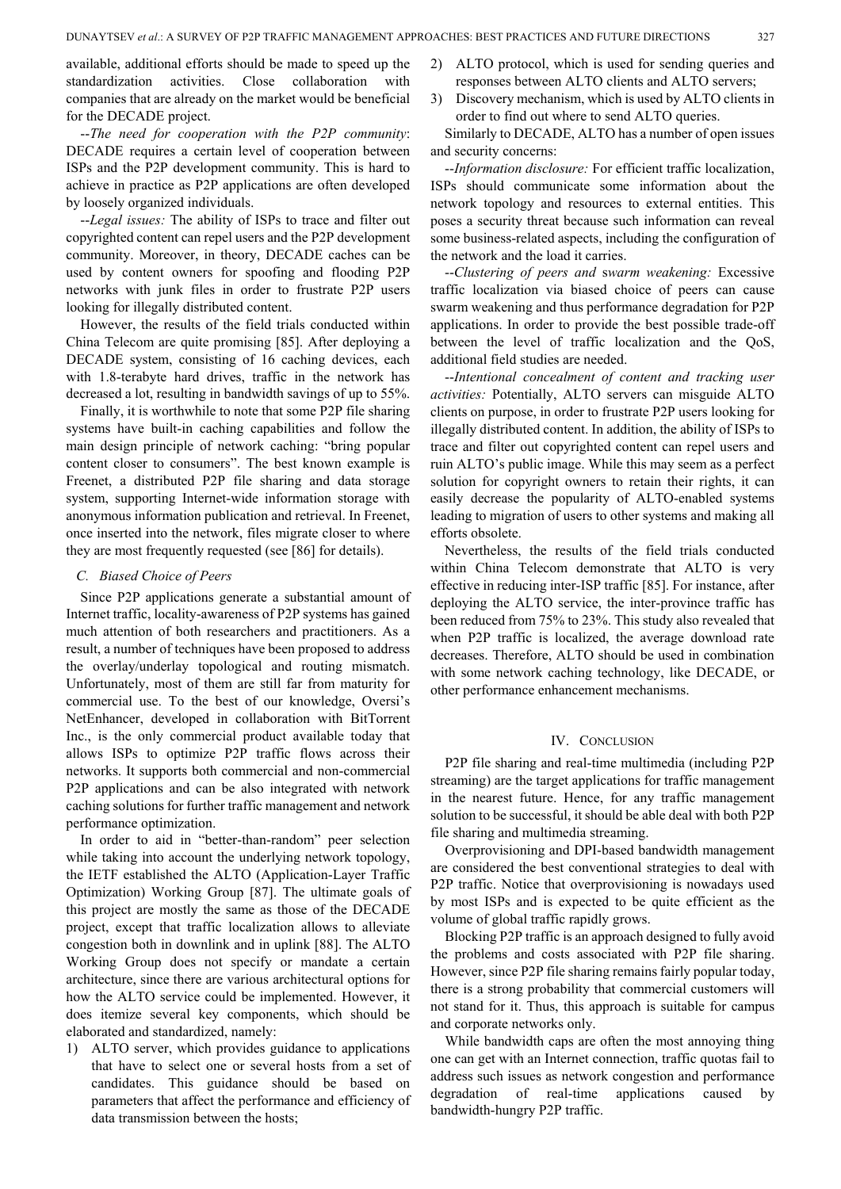available, additional efforts should be made to speed up the standardization activities. Close collaboration with companies that are already on the market would be beneficial for the DECADE project.

--*The need for cooperation with the P2P community*: DECADE requires a certain level of cooperation between ISPs and the P2P development community. This is hard to achieve in practice as P2P applications are often developed by loosely organized individuals.

--*Legal issues:* The ability of ISPs to trace and filter out copyrighted content can repel users and the P2P development community. Moreover, in theory, DECADE caches can be used by content owners for spoofing and flooding P2P networks with junk files in order to frustrate P2P users looking for illegally distributed content.

However, the results of the field trials conducted within China Telecom are quite promising [85]. After deploying a DECADE system, consisting of 16 caching devices, each with 1.8-terabyte hard drives, traffic in the network has decreased a lot, resulting in bandwidth savings of up to 55%.

Finally, it is worthwhile to note that some P2P file sharing systems have built-in caching capabilities and follow the main design principle of network caching: "bring popular content closer to consumers". The best known example is Freenet, a distributed P2P file sharing and data storage system, supporting Internet-wide information storage with anonymous information publication and retrieval. In Freenet, once inserted into the network, files migrate closer to where they are most frequently requested (see [86] for details).

### *C. Biased Choice of Peers*

Since P2P applications generate a substantial amount of Internet traffic, locality-awareness of P2P systems has gained much attention of both researchers and practitioners. As a result, a number of techniques have been proposed to address the overlay/underlay topological and routing mismatch. Unfortunately, most of them are still far from maturity for commercial use. To the best of our knowledge, Oversi's NetEnhancer, developed in collaboration with BitTorrent Inc., is the only commercial product available today that allows ISPs to optimize P2P traffic flows across their networks. It supports both commercial and non-commercial P2P applications and can be also integrated with network caching solutions for further traffic management and network performance optimization.

In order to aid in "better-than-random" peer selection while taking into account the underlying network topology, the IETF established the ALTO (Application-Layer Traffic Optimization) Working Group [87]. The ultimate goals of this project are mostly the same as those of the DECADE project, except that traffic localization allows to alleviate congestion both in downlink and in uplink [88]. The ALTO Working Group does not specify or mandate a certain architecture, since there are various architectural options for how the ALTO service could be implemented. However, it does itemize several key components, which should be elaborated and standardized, namely:

1) ALTO server, which provides guidance to applications that have to select one or several hosts from a set of candidates. This guidance should be based on parameters that affect the performance and efficiency of data transmission between the hosts;
2) ALTO protocol, which is used for sending queries and responses between ALTO clients and ALTO servers;
3) Discovery mechanism, which is used by ALTO clients in order to find out where to send ALTO queries.

Similarly to DECADE, ALTO has a number of open issues and security concerns:

--*Information disclosure:* For efficient traffic localization, ISPs should communicate some information about the network topology and resources to external entities. This poses a security threat because such information can reveal some business-related aspects, including the configuration of the network and the load it carries.

--*Clustering of peers and swarm weakening:* Excessive traffic localization via biased choice of peers can cause swarm weakening and thus performance degradation for P2P applications. In order to provide the best possible trade-off between the level of traffic localization and the QoS, additional field studies are needed.

--*Intentional concealment of content and tracking user activities:* Potentially, ALTO servers can misguide ALTO clients on purpose, in order to frustrate P2P users looking for illegally distributed content. In addition, the ability of ISPs to trace and filter out copyrighted content can repel users and ruin ALTO's public image. While this may seem as a perfect solution for copyright owners to retain their rights, it can easily decrease the popularity of ALTO-enabled systems leading to migration of users to other systems and making all efforts obsolete.

Nevertheless, the results of the field trials conducted within China Telecom demonstrate that ALTO is very effective in reducing inter-ISP traffic [85]. For instance, after deploying the ALTO service, the inter-province traffic has been reduced from 75% to 23%. This study also revealed that when P2P traffic is localized, the average download rate decreases. Therefore, ALTO should be used in combination with some network caching technology, like DECADE, or other performance enhancement mechanisms.

## IV. Conclusion

P2P file sharing and real-time multimedia (including P2P streaming) are the target applications for traffic management in the nearest future. Hence, for any traffic management solution to be successful, it should be able deal with both P2P file sharing and multimedia streaming.

Overprovisioning and DPI-based bandwidth management are considered the best conventional strategies to deal with P2P traffic. Notice that overprovisioning is nowadays used by most ISPs and is expected to be quite efficient as the volume of global traffic rapidly grows.

Blocking P2P traffic is an approach designed to fully avoid the problems and costs associated with P2P file sharing. However, since P2P file sharing remains fairly popular today, there is a strong probability that commercial customers will not stand for it. Thus, this approach is suitable for campus and corporate networks only.

While bandwidth caps are often the most annoying thing one can get with an Internet connection, traffic quotas fail to address such issues as network congestion and performance degradation of real-time applications caused by bandwidth-hungry P2P traffic.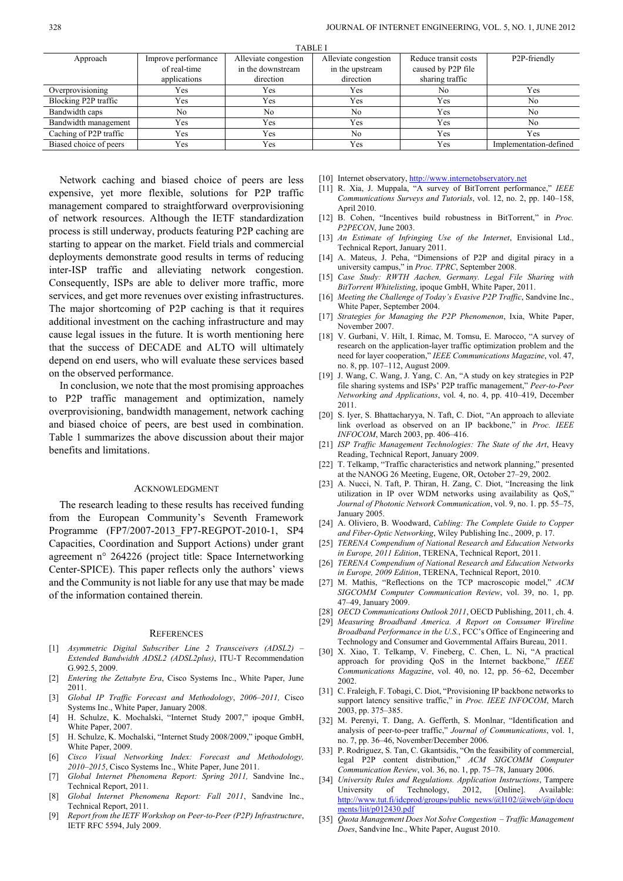TABLE I

| Approach | Improve performance of real-time applications | Alleviate congestion in the downstream direction | Alleviate congestion in the upstream direction | Reduce transit costs caused by P2P file sharing traffic | P2P-friendly |
|---|---|---|---|---|---|
| Overprovisioning | Yes | Yes | Yes | No | Yes |
| Blocking P2P traffic | Yes | Yes | Yes | Yes | No |
| Bandwidth caps | No | No | No | Yes | No |
| Bandwidth management | Yes | Yes | Yes | Yes | No |
| Caching of P2P traffic | Yes | Yes | No | Yes | Yes |
| Biased choice of peers | Yes | Yes | Yes | Yes | Implementation-defined |

Network caching and biased choice of peers are less expensive, yet more flexible, solutions for P2P traffic management compared to straightforward overprovisioning of network resources. Although the IETF standardization process is still underway, products featuring P2P caching are starting to appear on the market. Field trials and commercial deployments demonstrate good results in terms of reducing inter-ISP traffic and alleviating network congestion. Consequently, ISPs are able to deliver more traffic, more services, and get more revenues over existing infrastructures. The major shortcoming of P2P caching is that it requires additional investment on the caching infrastructure and may cause legal issues in the future. It is worth mentioning here that the success of DECADE and ALTO will ultimately depend on end users, who will evaluate these services based on the observed performance.

In conclusion, we note that the most promising approaches to P2P traffic management and optimization, namely overprovisioning, bandwidth management, network caching and biased choice of peers, are best used in combination. Table 1 summarizes the above discussion about their major benefits and limitations.

## Acknowledgment

The research leading to these results has received funding from the European Community's Seventh Framework Programme (FP7/2007-2013_FP7-REGPOT-2010-1, SP4 Capacities, Coordination and Support Actions) under grant agreement n° 264226 (project title: Space Internetworking Center-SPICE). This paper reflects only the authors' views and the Community is not liable for any use that may be made of the information contained therein.

## References

[1] *Asymmetric Digital Subscriber Line 2 Transceivers (ADSL2) – Extended Bandwidth ADSL2 (ADSL2plus)*, ITU-T Recommendation G.992.5, 2009.

[2] *Entering the Zettabyte Era*, Cisco Systems Inc., White Paper, June 2011.

[3] *Global IP Traffic Forecast and Methodology, 2006–2011,* Cisco Systems Inc., White Paper, January 2008.

[4] H. Schulze, K. Mochalski, "Internet Study 2007," ipoque GmbH, White Paper, 2007.

[5] H. Schulze, K. Mochalski, "Internet Study 2008/2009," ipoque GmbH, White Paper, 2009.

[6] *Cisco Visual Networking Index: Forecast and Methodology, 2010–2015*, Cisco Systems Inc., White Paper, June 2011.

[7] *Global Internet Phenomena Report: Spring 2011,* Sandvine Inc., Technical Report, 2011.

[8] *Global Internet Phenomena Report: Fall 2011*, Sandvine Inc., Technical Report, 2011.

[9] *Report from the IETF Workshop on Peer-to-Peer (P2P) Infrastructure*, IETF RFC 5594, July 2009.

[10] Internet observatory, http://www.internetobservatory.net

[11] R. Xia, J. Muppala, "A survey of BitTorrent performance," *IEEE Communications Surveys and Tutorials*, vol. 12, no. 2, pp. 140–158, April 2010.

[12] B. Cohen, "Incentives build robustness in BitTorrent," in *Proc. P2PECON*, June 2003.

[13] *An Estimate of Infringing Use of the Internet*, Envisional Ltd., Technical Report, January 2011.

[14] A. Mateus, J. Peha, "Dimensions of P2P and digital piracy in a university campus," in *Proc. TPRC*, September 2008.

[15] *Case Study: RWTH Aachen, Germany. Legal File Sharing with BitTorrent Whitelisting*, ipoque GmbH, White Paper, 2011.

[16] *Meeting the Challenge of Today's Evasive P2P Traffic*, Sandvine Inc., White Paper, September 2004.

[17] *Strategies for Managing the P2P Phenomenon*, Ixia, White Paper, November 2007.

[18] V. Gurbani, V. Hilt, I. Rimac, M. Tomsu, E. Marocco, "A survey of research on the application-layer traffic optimization problem and the need for layer cooperation," *IEEE Communications Magazine*, vol. 47, no. 8, pp. 107–112, August 2009.

[19] J. Wang, C. Wang, J. Yang, C. An, "A study on key strategies in P2P file sharing systems and ISPs' P2P traffic management," *Peer-to-Peer Networking and Applications*, vol. 4, no. 4, pp. 410–419, December 2011.

[20] S. Iyer, S. Bhattacharyya, N. Taft, C. Diot, "An approach to alleviate link overload as observed on an IP backbone," in *Proc. IEEE INFOCOM*, March 2003, pp. 406–416.

[21] *ISP Traffic Management Technologies: The State of the Art*, Heavy Reading, Technical Report, January 2009.

[22] T. Telkamp, "Traffic characteristics and network planning," presented at the NANOG 26 Meeting, Eugene, OR, October 27–29, 2002.

[23] A. Nucci, N. Taft, P. Thiran, H. Zang, C. Diot, "Increasing the link utilization in IP over WDM networks using availability as QoS," *Journal of Photonic Network Communication*, vol. 9, no. 1. pp. 55–75, January 2005.

[24] A. Oliviero, B. Woodward, *Cabling: The Complete Guide to Copper and Fiber-Optic Networking*, Wiley Publishing Inc., 2009, p. 17.

[25] *TERENA Compendium of National Research and Education Networks in Europe, 2011 Edition*, TERENA, Technical Report, 2011.

[26] *TERENA Compendium of National Research and Education Networks in Europe, 2009 Edition*, TERENA, Technical Report, 2010.

[27] M. Mathis, "Reflections on the TCP macroscopic model," *ACM SIGCOMM Computer Communication Review*, vol. 39, no. 1, pp. 47–49, January 2009.

[28] *OECD Communications Outlook 2011*, OECD Publishing, 2011, ch. 4.

[29] *Measuring Broadband America. A Report on Consumer Wireline Broadband Performance in the U.S.*, FCC's Office of Engineering and Technology and Consumer and Governmental Affairs Bureau, 2011.

[30] X. Xiao, T. Telkamp, V. Fineberg, C. Chen, L. Ni, "A practical approach for providing QoS in the Internet backbone," *IEEE Communications Magazine*, vol. 40, no. 12, pp. 56–62, December 2002.

[31] C. Fraleigh, F. Tobagi, C. Diot, "Provisioning IP backbone networks to support latency sensitive traffic," in *Proc. IEEE INFOCOM*, March 2003, pp. 375–385.

[32] M. Perenyi, T. Dang, A. Gefferth, S. Monlnar, "Identification and analysis of peer-to-peer traffic," *Journal of Communications*, vol. 1, no. 7, pp. 36–46, November/December 2006.

[33] P. Rodriguez, S. Tan, C. Gkantsidis, "On the feasibility of commercial, legal P2P content distribution," *ACM SIGCOMM Computer Communication Review*, vol. 36, no. 1, pp. 75–78, January 2006.

[34] *University Rules and Regulations. Application Instructions*, Tampere University of Technology, 2012, [Online]. Available: http://www.tut.fi/idcprod/groups/public_news/@l102/@web/@p/documents/liit/p012430.pdf

[35] *Quota Management Does Not Solve Congestion – Traffic Management Does*, Sandvine Inc., White Paper, August 2010.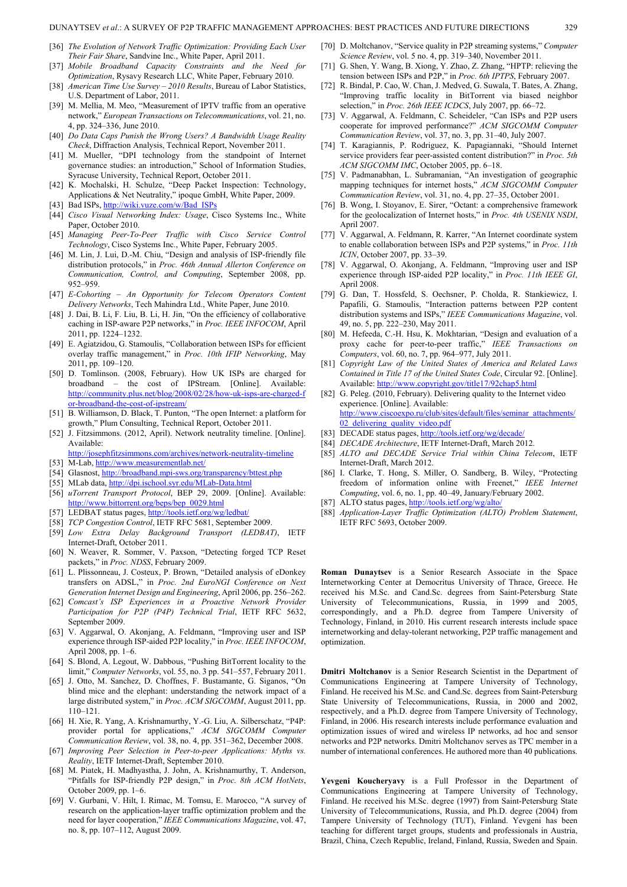[36] *The Evolution of Network Traffic Optimization: Providing Each User Their Fair Share*, Sandvine Inc., White Paper, April 2011.

[37] *Mobile Broadband Capacity Constraints and the Need for Optimization*, Rysavy Research LLC, White Paper, February 2010.

[38] *American Time Use Survey – 2010 Results*, Bureau of Labor Statistics, U.S. Department of Labor, 2011.

[39] M. Mellia, M. Meo, "Measurement of IPTV traffic from an operative network," *European Transactions on Telecommunications*, vol. 21, no. 4, pp. 324–336, June 2010.

[40] *Do Data Caps Punish the Wrong Users? A Bandwidth Usage Reality Check*, Diffraction Analysis, Technical Report, November 2011.

[41] M. Mueller, "DPI technology from the standpoint of Internet governance studies: an introduction," School of Information Studies, Syracuse University, Technical Report, October 2011.

[42] K. Mochalski, H. Schulze, "Deep Packet Inspection: Technology, Applications & Net Neutrality," ipoque GmbH, White Paper, 2009.

[43] Bad ISPs, http://wiki.vuze.com/w/Bad_ISPs

[44] *Cisco Visual Networking Index: Usage*, Cisco Systems Inc., White Paper, October 2010.

[45] *Managing Peer-To-Peer Traffic with Cisco Service Control Technology*, Cisco Systems Inc., White Paper, February 2005.

[46] M. Lin, J. Lui, D.-M. Chiu, "Design and analysis of ISP-friendly file distribution protocols," in *Proc. 46th Annual Allerton Conference on Communication, Control, and Computing*, September 2008, pp. 952–959.

[47] *E-Cohorting – An Opportunity for Telecom Operators Content Delivery Networks*, Tech Mahindra Ltd., White Paper, June 2010.

[48] J. Dai, B. Li, F. Liu, B. Li, H. Jin, "On the efficiency of collaborative caching in ISP-aware P2P networks," in *Proc. IEEE INFOCOM*, April 2011, pp. 1224–1232.

[49] E. Agiatzidou, G. Stamoulis, "Collaboration between ISPs for efficient overlay traffic management," in *Proc. 10th IFIP Networking*, May 2011, pp. 109–120.

[50] D. Tomlinson. (2008, February). How UK ISPs are charged for broadband – the cost of IPStream. [Online]. Available: http://community.plus.net/blog/2008/02/28/how-uk-isps-are-charged-for-broadband-the-cost-of-ipstream/

[51] B. Williamson, D. Black, T. Punton, "The open Internet: a platform for growth," Plum Consulting, Technical Report, October 2011.

[52] J. Fitzsimmons. (2012, April). Network neutrality timeline. [Online]. Available: http://josephfitzsimmons.com/archives/network-neutrality-timeline

[53] M-Lab, http://www.measurementlab.net/

[54] Glasnost, http://broadband.mpi-sws.org/transparency/bttest.php

[55] MLab data, http://dpi.ischool.syr.edu/MLab-Data.html

[56] *uTorrent Transport Protocol*, BEP 29, 2009. [Online]. Available: http://www.bittorrent.org/beps/bep_0029.html

[57] LEDBAT status pages, http://tools.ietf.org/wg/ledbat/

[58] *TCP Congestion Control*, IETF RFC 5681, September 2009.

[59] *Low Extra Delay Background Transport (LEDBAT)*, IETF Internet-Draft, October 2011.

[60] N. Weaver, R. Sommer, V. Paxson, "Detecting forged TCP Reset packets," in *Proc. NDSS*, February 2009.

[61] L. Plissonneau, J. Costeux, P. Brown, "Detailed analysis of eDonkey transfers on ADSL," in *Proc. 2nd EuroNGI Conference on Next Generation Internet Design and Engineering*, April 2006, pp. 256–262.

[62] *Comcast's ISP Experiences in a Proactive Network Provider Participation for P2P (P4P) Technical Trial*, IETF RFC 5632, September 2009.

[63] V. Aggarwal, O. Akonjang, A. Feldmann, "Improving user and ISP experience through ISP-aided P2P locality," in *Proc. IEEE INFOCOM*, April 2008, pp. 1–6.

[64] S. Blond, A. Legout, W. Dabbous, "Pushing BitTorrent locality to the limit," *Computer Networks*, vol. 55, no. 3 pp. 541–557, February 2011.

[65] J. Otto, M. Sanchez, D. Choffnes, F. Bustamante, G. Siganos, "On blind mice and the elephant: understanding the network impact of a large distributed system," in *Proc. ACM SIGCOMM*, August 2011, pp. 110–121.

[66] H. Xie, R. Yang, A. Krishnamurthy, Y.-G. Liu, A. Silberschatz, "P4P: provider portal for applications," *ACM SIGCOMM Computer Communication Review*, vol. 38, no. 4, pp. 351–362, December 2008.

[67] *Improving Peer Selection in Peer-to-peer Applications: Myths vs. Reality*, IETF Internet-Draft, September 2010.

[68] M. Piatek, H. Madhyastha, J. John, A. Krishnamurthy, T. Anderson, "Pitfalls for ISP-friendly P2P design," in *Proc. 8th ACM HotNets*, October 2009, pp. 1–6.

[69] V. Gurbani, V. Hilt, I. Rimac, M. Tomsu, E. Marocco, "A survey of research on the application-layer traffic optimization problem and the need for layer cooperation," *IEEE Communications Magazine*, vol. 47, no. 8, pp. 107–112, August 2009.

[70] D. Moltchanov, "Service quality in P2P streaming systems," *Computer Science Review*, vol. 5 no. 4, pp. 319–340, November 2011.

[71] G. Shen, Y. Wang, B. Xiong, Y. Zhao, Z. Zhang, "HPTP: relieving the tension between ISPs and P2P," in *Proc. 6th IPTPS*, February 2007.

[72] R. Bindal, P. Cao, W. Chan, J. Medved, G. Suwala, T. Bates, A. Zhang, "Improving traffic locality in BitTorrent via biased neighbor selection," in *Proc. 26th IEEE ICDCS*, July 2007, pp. 66–72.

[73] V. Aggarwal, A. Feldmann, C. Scheideler, "Can ISPs and P2P users cooperate for improved performance?" *ACM SIGCOMM Computer Communication Review*, vol. 37, no. 3, pp. 31–40, July 2007.

[74] T. Karagiannis, P. Rodriguez, K. Papagiannaki, "Should Internet service providers fear peer-assisted content distribution?" in *Proc. 5th ACM SIGCOMM IMC*, October 2005, pp. 6–18.

[75] V. Padmanabhan, L. Subramanian, "An investigation of geographic mapping techniques for internet hosts," *ACM SIGCOMM Computer Communication Review*, vol. 31, no. 4, pp. 27–35, October 2001.

[76] B. Wong, I. Stoyanov, E. Sirer, "Octant: a comprehensive framework for the geolocalization of Internet hosts," in *Proc. 4th USENIX NSDI*, April 2007.

[77] V. Aggarwal, A. Feldmann, R. Karrer, "An Internet coordinate system to enable collaboration between ISPs and P2P systems," in *Proc. 11th ICIN*, October 2007, pp. 33–39.

[78] V. Aggarwal, O. Akonjang, A. Feldmann, "Improving user and ISP experience through ISP-aided P2P locality," in *Proc. 11th IEEE GI*, April 2008.

[79] G. Dan, T. Hossfeld, S. Oechsner, P. Cholda, R. Stankiewicz, I. Papafili, G. Stamoulis, "Interaction patterns between P2P content distribution systems and ISPs," *IEEE Communications Magazine*, vol. 49, no. 5, pp. 222–230, May 2011.

[80] M. Hefeeda, C.-H. Hsu, K. Mokhtarian, "Design and evaluation of a proxy cache for peer-to-peer traffic," *IEEE Transactions on Computers*, vol. 60, no. 7, pp. 964–977, July 2011.

[81] *Copyright Law of the United States of America and Related Laws Contained in Title 17 of the United States Code*, Circular 92. [Online]. Available: http://www.copyright.gov/title17/92chap5.html

[82] G. Peleg. (2010, February). Delivering quality to the Internet video experience. [Online]. Available: http://www.ciscoexpo.ru/club/sites/default/files/seminar_attachments/02_delivering_quality_video.pdf

[83] DECADE status pages, http://tools.ietf.org/wg/decade/

[84] *DECADE Architecture*, IETF Internet-Draft, March 2012.

[85] *ALTO and DECADE Service Trial within China Telecom*, IETF Internet-Draft, March 2012.

[86] I. Clarke, T. Hong, S. Miller, O. Sandberg, B. Wiley, "Protecting freedom of information online with Freenet," *IEEE Internet Computing*, vol. 6, no. 1, pp. 40–49, January/February 2002.

[87] ALTO status pages, http://tools.ietf.org/wg/alto/

[88] *Application-Layer Traffic Optimization (ALTO) Problem Statement*, IETF RFC 5693, October 2009.

**Roman Dunaytsev** is a Senior Research Associate in the Space Internetworking Center at Democritus University of Thrace, Greece. He received his M.Sc. and Cand.Sc. degrees from Saint-Petersburg State University of Telecommunications, Russia, in 1999 and 2005, correspondingly, and a Ph.D. degree from Tampere University of Technology, Finland, in 2010. His current research interests include space internetworking and delay-tolerant networking, P2P traffic management and optimization.

**Dmitri Moltchanov** is a Senior Research Scientist in the Department of Communications Engineering at Tampere University of Technology, Finland. He received his M.Sc. and Cand.Sc. degrees from Saint-Petersburg State University of Telecommunications, Russia, in 2000 and 2002, respectively, and a Ph.D. degree from Tampere University of Technology, Finland, in 2006. His research interests include performance evaluation and optimization issues of wired and wireless IP networks, ad hoc and sensor networks and P2P networks. Dmitri Moltchanov serves as TPC member in a number of international conferences. He authored more than 40 publications.

**Yevgeni Koucheryavy** is a Full Professor in the Department of Communications Engineering at Tampere University of Technology, Finland. He received his M.Sc. degree (1997) from Saint-Petersburg State University of Telecommunications, Russia, and Ph.D. degree (2004) from Tampere University of Technology (TUT), Finland. Yevgeni has been teaching for different target groups, students and professionals in Austria, Brazil, China, Czech Republic, Ireland, Finland, Russia, Sweden and Spain.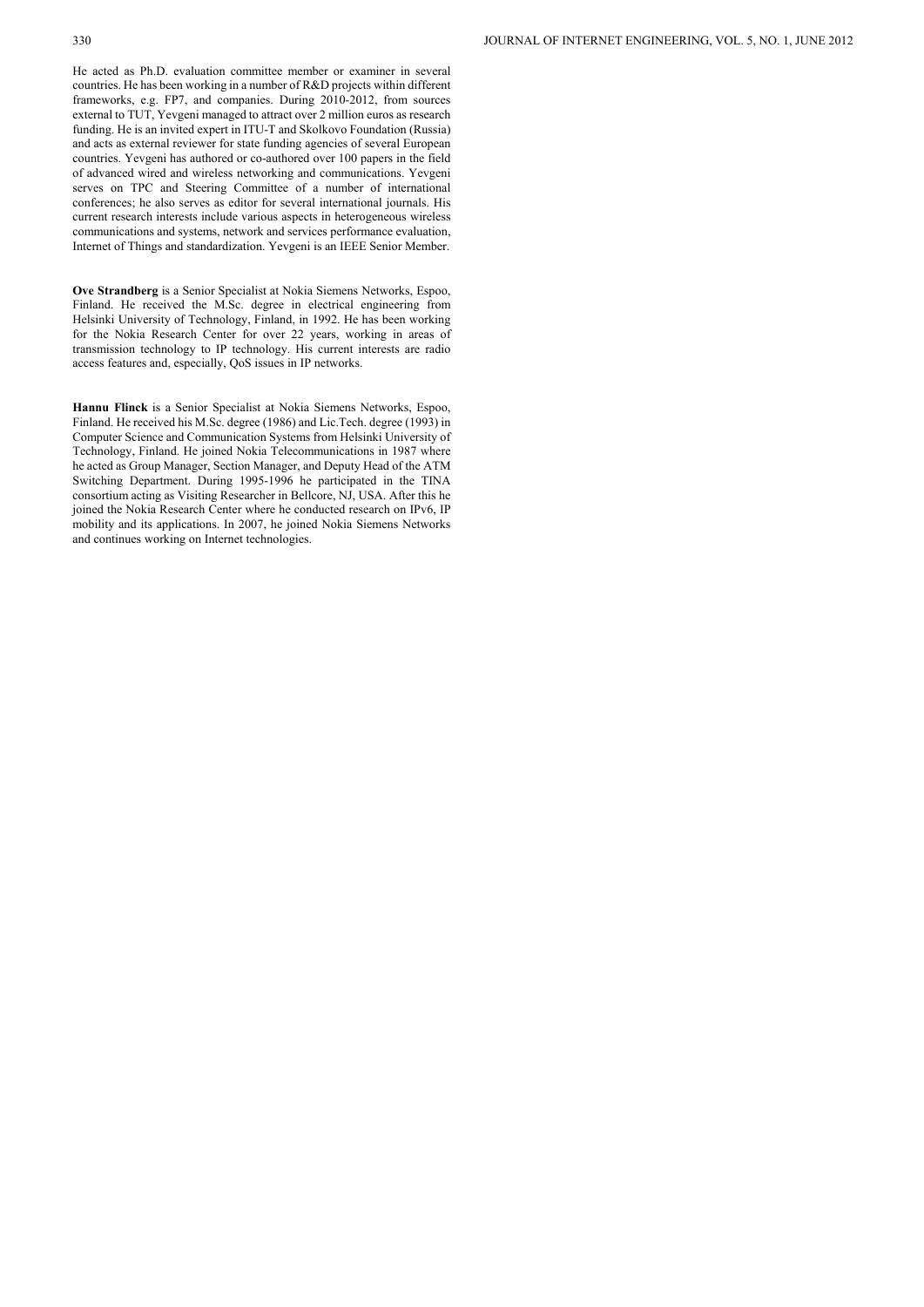He acted as Ph.D. evaluation committee member or examiner in several countries. He has been working in a number of R&D projects within different frameworks, e.g. FP7, and companies. During 2010-2012, from sources external to TUT, Yevgeni managed to attract over 2 million euros as research funding. He is an invited expert in ITU-T and Skolkovo Foundation (Russia) and acts as external reviewer for state funding agencies of several European countries. Yevgeni has authored or co-authored over 100 papers in the field of advanced wired and wireless networking and communications. Yevgeni serves on TPC and Steering Committee of a number of international conferences; he also serves as editor for several international journals. His current research interests include various aspects in heterogeneous wireless communications and systems, network and services performance evaluation, Internet of Things and standardization. Yevgeni is an IEEE Senior Member.

**Ove Strandberg** is a Senior Specialist at Nokia Siemens Networks, Espoo, Finland. He received the M.Sc. degree in electrical engineering from Helsinki University of Technology, Finland, in 1992. He has been working for the Nokia Research Center for over 22 years, working in areas of transmission technology to IP technology. His current interests are radio access features and, especially, QoS issues in IP networks.

**Hannu Flinck** is a Senior Specialist at Nokia Siemens Networks, Espoo, Finland. He received his M.Sc. degree (1986) and Lic.Tech. degree (1993) in Computer Science and Communication Systems from Helsinki University of Technology, Finland. He joined Nokia Telecommunications in 1987 where he acted as Group Manager, Section Manager, and Deputy Head of the ATM Switching Department. During 1995-1996 he participated in the TINA consortium acting as Visiting Researcher in Bellcore, NJ, USA. After this he joined the Nokia Research Center where he conducted research on IPv6, IP mobility and its applications. In 2007, he joined Nokia Siemens Networks and continues working on Internet technologies.